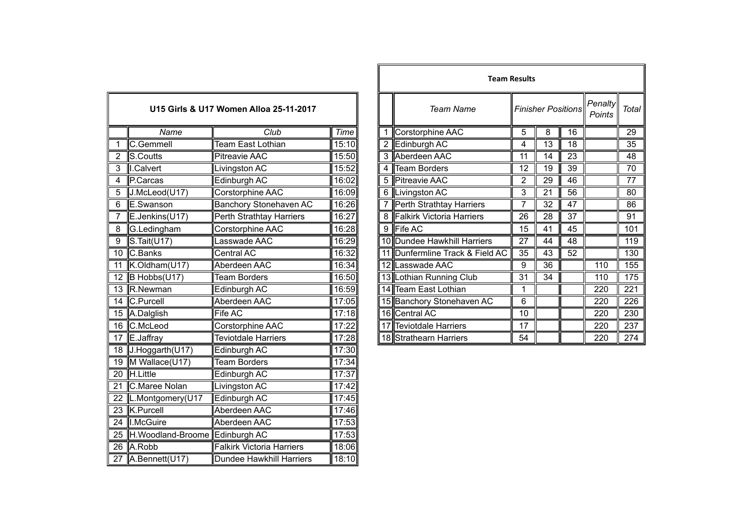## U15 Girls & U17 Women Alloa 25-11-2017

| | Name | Club | Time |
|---|---|---|---|
| 1 | C.Gemmell | Team East Lothian | 15:10 |
| 2 | S.Coutts | Pitreavie AAC | 15:50 |
| 3 | I.Calvert | Livingston AC | 15:52 |
| 4 | P.Carcas | Edinburgh AC | 16:02 |
| 5 | J.McLeod(U17) | Corstorphine AAC | 16:09 |
| 6 | E.Swanson | Banchory Stonehaven AC | 16:26 |
| 7 | E.Jenkins(U17) | Perth Strathtay Harriers | 16:27 |
| 8 | G.Ledingham | Corstorphine AAC | 16:28 |
| 9 | S.Tait(U17) | Lasswade AAC | 16:29 |
| 10 | C.Banks | Central AC | 16:32 |
| 11 | K.Oldham(U17) | Aberdeen AAC | 16:34 |
| 12 | B Hobbs(U17) | Team Borders | 16:50 |
| 13 | R.Newman | Edinburgh AC | 16:59 |
| 14 | C.Purcell | Aberdeen AAC | 17:05 |
| 15 | A.Dalglish | Fife AC | 17:18 |
| 16 | C.McLeod | Corstorphine AAC | 17:22 |
| 17 | E.Jaffray | Teviotdale Harriers | 17:28 |
| 18 | J.Hoggarth(U17) | Edinburgh AC | 17:30 |
| 19 | M Wallace(U17) | Team Borders | 17:34 |
| 20 | H.Little | Edinburgh AC | 17:37 |
| 21 | C.Maree Nolan | Livingston AC | 17:42 |
| 22 | L.Montgomery(U17 | Edinburgh AC | 17:45 |
| 23 | K.Purcell | Aberdeen AAC | 17:46 |
| 24 | I.McGuire | Aberdeen AAC | 17:53 |
| 25 | H.Woodland-Broome | Edinburgh AC | 17:53 |
| 26 | A.Robb | Falkirk Victoria Harriers | 18:06 |
| 27 | A.Bennett(U17) | Dundee Hawkhill Harriers | 18:10 |

## Team Results

| | Team Name | Finisher Positions | | | Penalty Points | Total |
|---|---|---|---|---|---|---|
| 1 | Corstorphine AAC | 5 | 8 | 16 | | 29 |
| 2 | Edinburgh AC | 4 | 13 | 18 | | 35 |
| 3 | Aberdeen AAC | 11 | 14 | 23 | | 48 |
| 4 | Team Borders | 12 | 19 | 39 | | 70 |
| 5 | Pitreavie AAC | 2 | 29 | 46 | | 77 |
| 6 | Livingston AC | 3 | 21 | 56 | | 80 |
| 7 | Perth Strathtay Harriers | 7 | 32 | 47 | | 86 |
| 8 | Falkirk Victoria Harriers | 26 | 28 | 37 | | 91 |
| 9 | Fife AC | 15 | 41 | 45 | | 101 |
| 10 | Dundee Hawkhill Harriers | 27 | 44 | 48 | | 119 |
| 11 | Dunfermline Track & Field AC | 35 | 43 | 52 | | 130 |
| 12 | Lasswade AAC | 9 | 36 | | 110 | 155 |
| 13 | Lothian Running Club | 31 | 34 | | 110 | 175 |
| 14 | Team East Lothian | 1 | | | 220 | 221 |
| 15 | Banchory Stonehaven AC | 6 | | | 220 | 226 |
| 16 | Central AC | 10 | | | 220 | 230 |
| 17 | Teviotdale Harriers | 17 | | | 220 | 237 |
| 18 | Strathearn Harriers | 54 | | | 220 | 274 |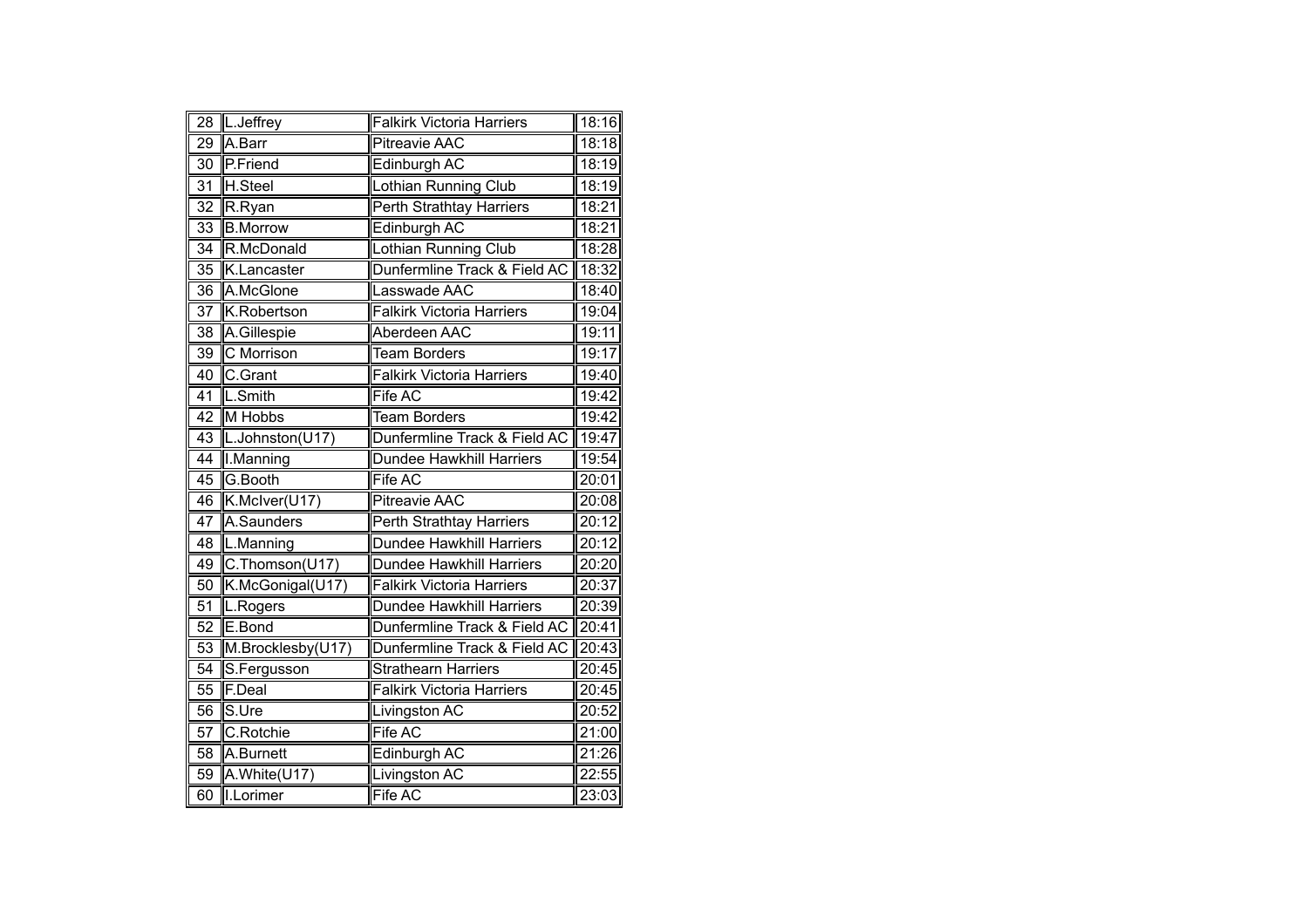| | | | |
|---|---|---|---|
| 28 | L.Jeffrey | Falkirk Victoria Harriers | 18:16 |
| 29 | A.Barr | Pitreavie AAC | 18:18 |
| 30 | P.Friend | Edinburgh AC | 18:19 |
| 31 | H.Steel | Lothian Running Club | 18:19 |
| 32 | R.Ryan | Perth Strathtay Harriers | 18:21 |
| 33 | B.Morrow | Edinburgh AC | 18:21 |
| 34 | R.McDonald | Lothian Running Club | 18:28 |
| 35 | K.Lancaster | Dunfermline Track & Field AC | 18:32 |
| 36 | A.McGlone | Lasswade AAC | 18:40 |
| 37 | K.Robertson | Falkirk Victoria Harriers | 19:04 |
| 38 | A.Gillespie | Aberdeen AAC | 19:11 |
| 39 | C Morrison | Team Borders | 19:17 |
| 40 | C.Grant | Falkirk Victoria Harriers | 19:40 |
| 41 | L.Smith | Fife AC | 19:42 |
| 42 | M Hobbs | Team Borders | 19:42 |
| 43 | L.Johnston(U17) | Dunfermline Track & Field AC | 19:47 |
| 44 | I.Manning | Dundee Hawkhill Harriers | 19:54 |
| 45 | G.Booth | Fife AC | 20:01 |
| 46 | K.McIver(U17) | Pitreavie AAC | 20:08 |
| 47 | A.Saunders | Perth Strathtay Harriers | 20:12 |
| 48 | L.Manning | Dundee Hawkhill Harriers | 20:12 |
| 49 | C.Thomson(U17) | Dundee Hawkhill Harriers | 20:20 |
| 50 | K.McGonigal(U17) | Falkirk Victoria Harriers | 20:37 |
| 51 | L.Rogers | Dundee Hawkhill Harriers | 20:39 |
| 52 | E.Bond | Dunfermline Track & Field AC | 20:41 |
| 53 | M.Brocklesby(U17) | Dunfermline Track & Field AC | 20:43 |
| 54 | S.Fergusson | Strathearn Harriers | 20:45 |
| 55 | F.Deal | Falkirk Victoria Harriers | 20:45 |
| 56 | S.Ure | Livingston AC | 20:52 |
| 57 | C.Rotchie | Fife AC | 21:00 |
| 58 | A.Burnett | Edinburgh AC | 21:26 |
| 59 | A.White(U17) | Livingston AC | 22:55 |
| 60 | I.Lorimer | Fife AC | 23:03 |